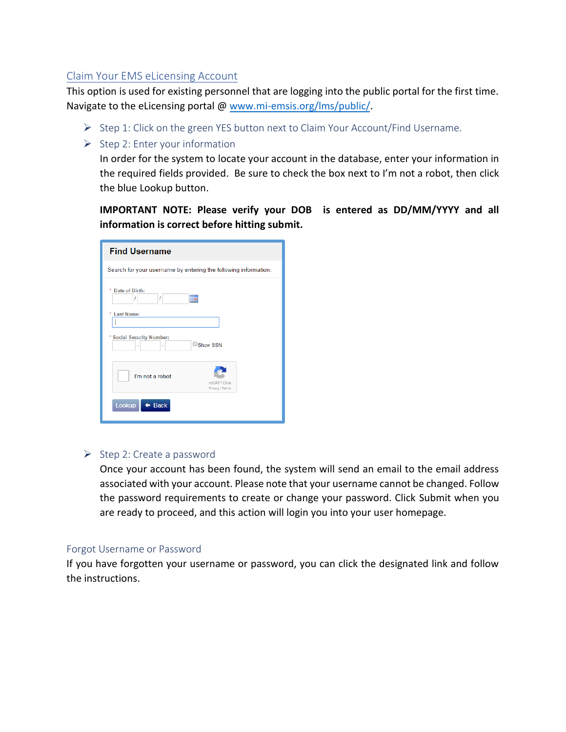## Claim Your EMS eLicensing Account

This option is used for existing personnel that are logging into the public portal for the first time. Navigate to the eLicensing portal @ www.mi-emsis.org/lms/public/.

- Step 1: Click on the green YES button next to Claim Your Account/Find Username.
- Step 2: Enter your information

  In order for the system to locate your account in the database, enter your information in the required fields provided. Be sure to check the box next to I'm not a robot, then click the blue Lookup button.

  **IMPORTANT NOTE: Please verify your DOB is entered as DD/MM/YYYY and all information is correct before hitting submit.**

  **Find Username**

  Search for your username by entering the following information:

  \* Date of Birth: __ / __ / ____

  \* Last Name:

  \* Social Security Number: ___ - __ - ____ ☐ Show SSN

  ☐ I'm not a robot (reCAPTCHA, Privacy - Terms)

  [Lookup] [Back]

- Step 2: Create a password

  Once your account has been found, the system will send an email to the email address associated with your account. Please note that your username cannot be changed. Follow the password requirements to create or change your password. Click Submit when you are ready to proceed, and this action will login you into your user homepage.

## Forgot Username or Password

If you have forgotten your username or password, you can click the designated link and follow the instructions.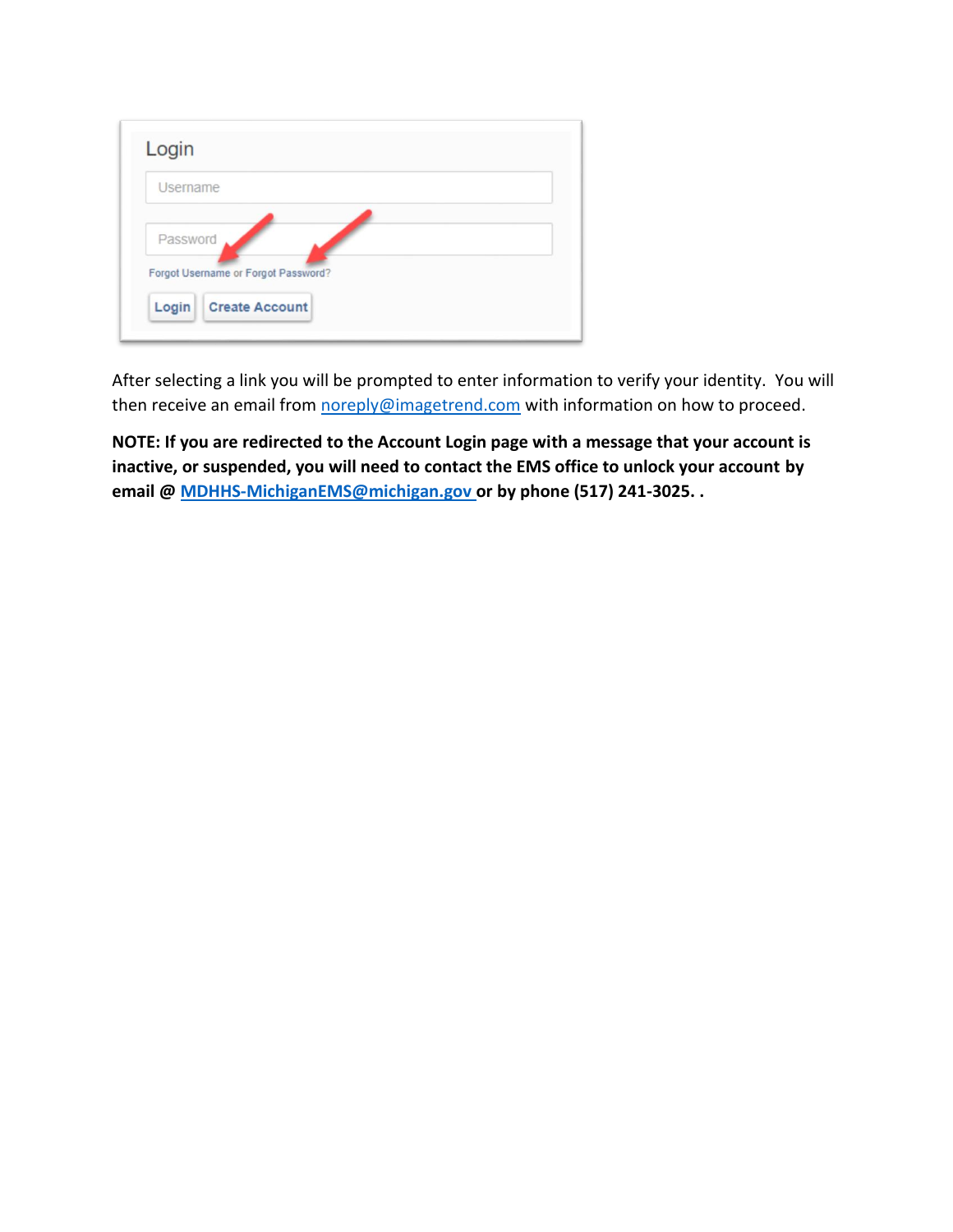After selecting a link you will be prompted to enter information to verify your identity. You will then receive an email from noreply@imagetrend.com with information on how to proceed.

**NOTE: If you are redirected to the Account Login page with a message that your account is inactive, or suspended, you will need to contact the EMS office to unlock your account by email @ MDHHS-MichiganEMS@michigan.gov or by phone (517) 241-3025. .**